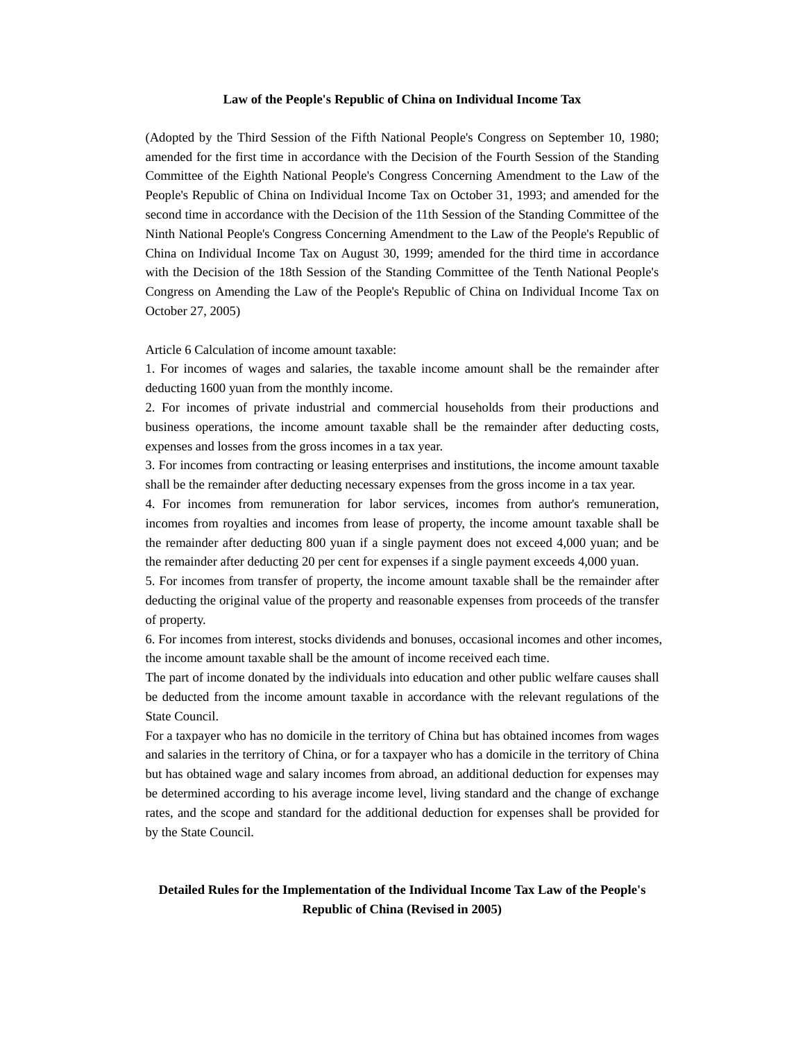# Law of the People's Republic of China on Individual Income Tax

(Adopted by the Third Session of the Fifth National People's Congress on September 10, 1980; amended for the first time in accordance with the Decision of the Fourth Session of the Standing Committee of the Eighth National People's Congress Concerning Amendment to the Law of the People's Republic of China on Individual Income Tax on October 31, 1993; and amended for the second time in accordance with the Decision of the 11th Session of the Standing Committee of the Ninth National People's Congress Concerning Amendment to the Law of the People's Republic of China on Individual Income Tax on August 30, 1999; amended for the third time in accordance with the Decision of the 18th Session of the Standing Committee of the Tenth National People's Congress on Amending the Law of the People's Republic of China on Individual Income Tax on October 27, 2005)

Article 6 Calculation of income amount taxable:

1. For incomes of wages and salaries, the taxable income amount shall be the remainder after deducting 1600 yuan from the monthly income.
2. For incomes of private industrial and commercial households from their productions and business operations, the income amount taxable shall be the remainder after deducting costs, expenses and losses from the gross incomes in a tax year.
3. For incomes from contracting or leasing enterprises and institutions, the income amount taxable shall be the remainder after deducting necessary expenses from the gross income in a tax year.
4. For incomes from remuneration for labor services, incomes from author's remuneration, incomes from royalties and incomes from lease of property, the income amount taxable shall be the remainder after deducting 800 yuan if a single payment does not exceed 4,000 yuan; and be the remainder after deducting 20 per cent for expenses if a single payment exceeds 4,000 yuan.
5. For incomes from transfer of property, the income amount taxable shall be the remainder after deducting the original value of the property and reasonable expenses from proceeds of the transfer of property.
6. For incomes from interest, stocks dividends and bonuses, occasional incomes and other incomes, the income amount taxable shall be the amount of income received each time.

The part of income donated by the individuals into education and other public welfare causes shall be deducted from the income amount taxable in accordance with the relevant regulations of the State Council.

For a taxpayer who has no domicile in the territory of China but has obtained incomes from wages and salaries in the territory of China, or for a taxpayer who has a domicile in the territory of China but has obtained wage and salary incomes from abroad, an additional deduction for expenses may be determined according to his average income level, living standard and the change of exchange rates, and the scope and standard for the additional deduction for expenses shall be provided for by the State Council.

# Detailed Rules for the Implementation of the Individual Income Tax Law of the People's Republic of China (Revised in 2005)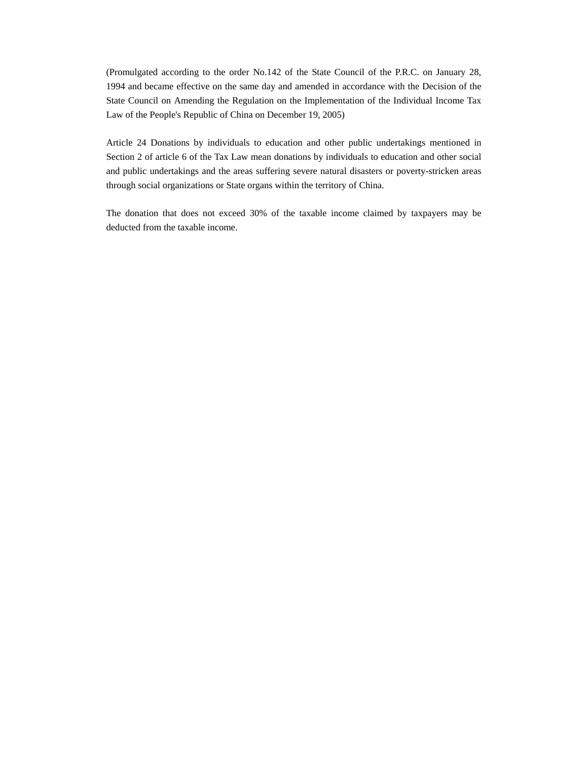(Promulgated according to the order No.142 of the State Council of the P.R.C. on January 28, 1994 and became effective on the same day and amended in accordance with the Decision of the State Council on Amending the Regulation on the Implementation of the Individual Income Tax Law of the People's Republic of China on December 19, 2005)

Article 24 Donations by individuals to education and other public undertakings mentioned in Section 2 of article 6 of the Tax Law mean donations by individuals to education and other social and public undertakings and the areas suffering severe natural disasters or poverty-stricken areas through social organizations or State organs within the territory of China.

The donation that does not exceed 30% of the taxable income claimed by taxpayers may be deducted from the taxable income.